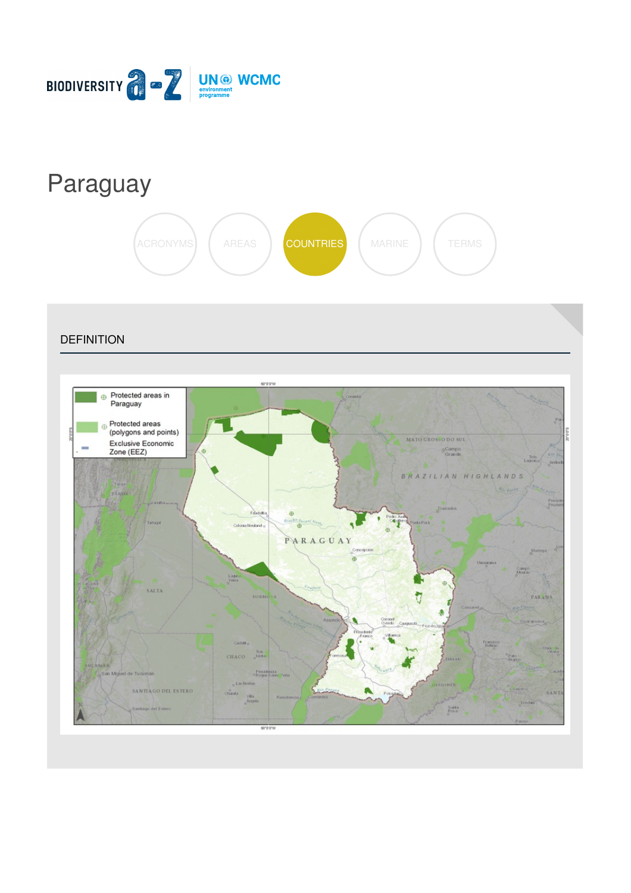# Paraguay

ACRONYMS AREAS COUNTRIES MARINE TERMS

## DEFINITION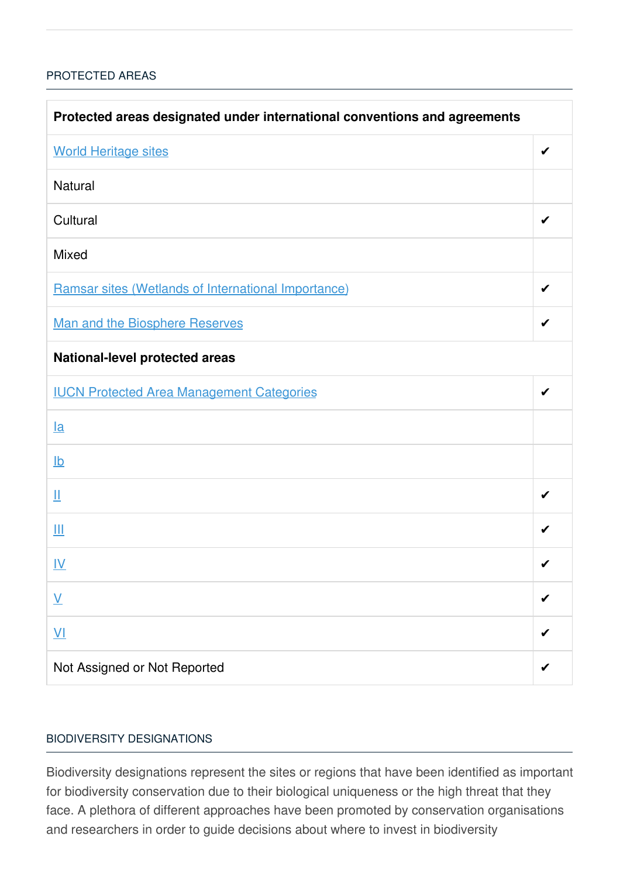## PROTECTED AREAS

| Protected areas designated under international conventions and agreements | |
|---|---|
| World Heritage sites | ✔ |
| Natural | |
| Cultural | ✔ |
| Mixed | |
| Ramsar sites (Wetlands of International Importance) | ✔ |
| Man and the Biosphere Reserves | ✔ |
| **National-level protected areas** | |
| IUCN Protected Area Management Categories | ✔ |
| Ia | |
| Ib | |
| II | ✔ |
| III | ✔ |
| IV | ✔ |
| V | ✔ |
| VI | ✔ |
| Not Assigned or Not Reported | ✔ |

## BIODIVERSITY DESIGNATIONS

Biodiversity designations represent the sites or regions that have been identified as important for biodiversity conservation due to their biological uniqueness or the high threat that they face. A plethora of different approaches have been promoted by conservation organisations and researchers in order to guide decisions about where to invest in biodiversity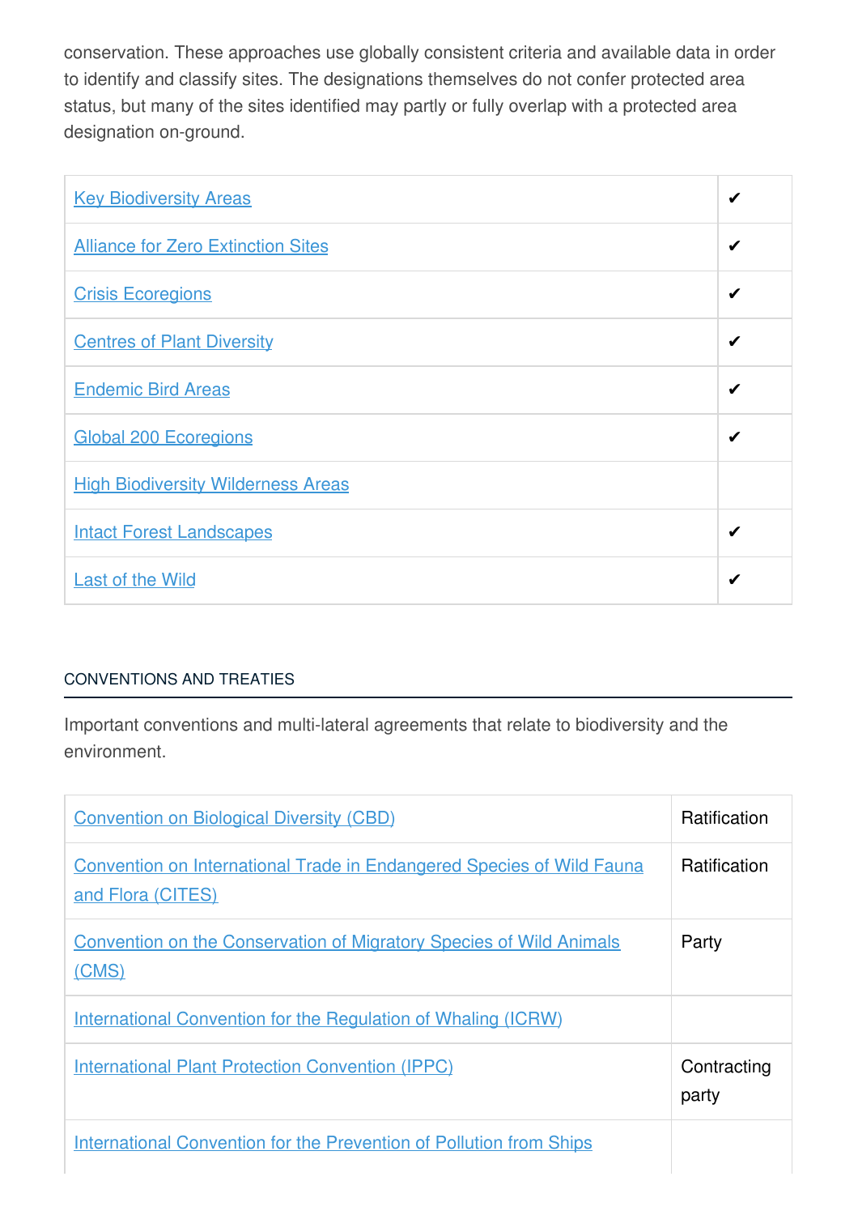conservation. These approaches use globally consistent criteria and available data in order to identify and classify sites. The designations themselves do not confer protected area status, but many of the sites identified may partly or fully overlap with a protected area designation on-ground.

| | |
|---|---|
| Key Biodiversity Areas | ✔ |
| Alliance for Zero Extinction Sites | ✔ |
| Crisis Ecoregions | ✔ |
| Centres of Plant Diversity | ✔ |
| Endemic Bird Areas | ✔ |
| Global 200 Ecoregions | ✔ |
| High Biodiversity Wilderness Areas | |
| Intact Forest Landscapes | ✔ |
| Last of the Wild | ✔ |

CONVENTIONS AND TREATIES

Important conventions and multi-lateral agreements that relate to biodiversity and the environment.

| | |
|---|---|
| Convention on Biological Diversity (CBD) | Ratification |
| Convention on International Trade in Endangered Species of Wild Fauna and Flora (CITES) | Ratification |
| Convention on the Conservation of Migratory Species of Wild Animals (CMS) | Party |
| International Convention for the Regulation of Whaling (ICRW) | |
| International Plant Protection Convention (IPPC) | Contracting party |
| International Convention for the Prevention of Pollution from Ships | |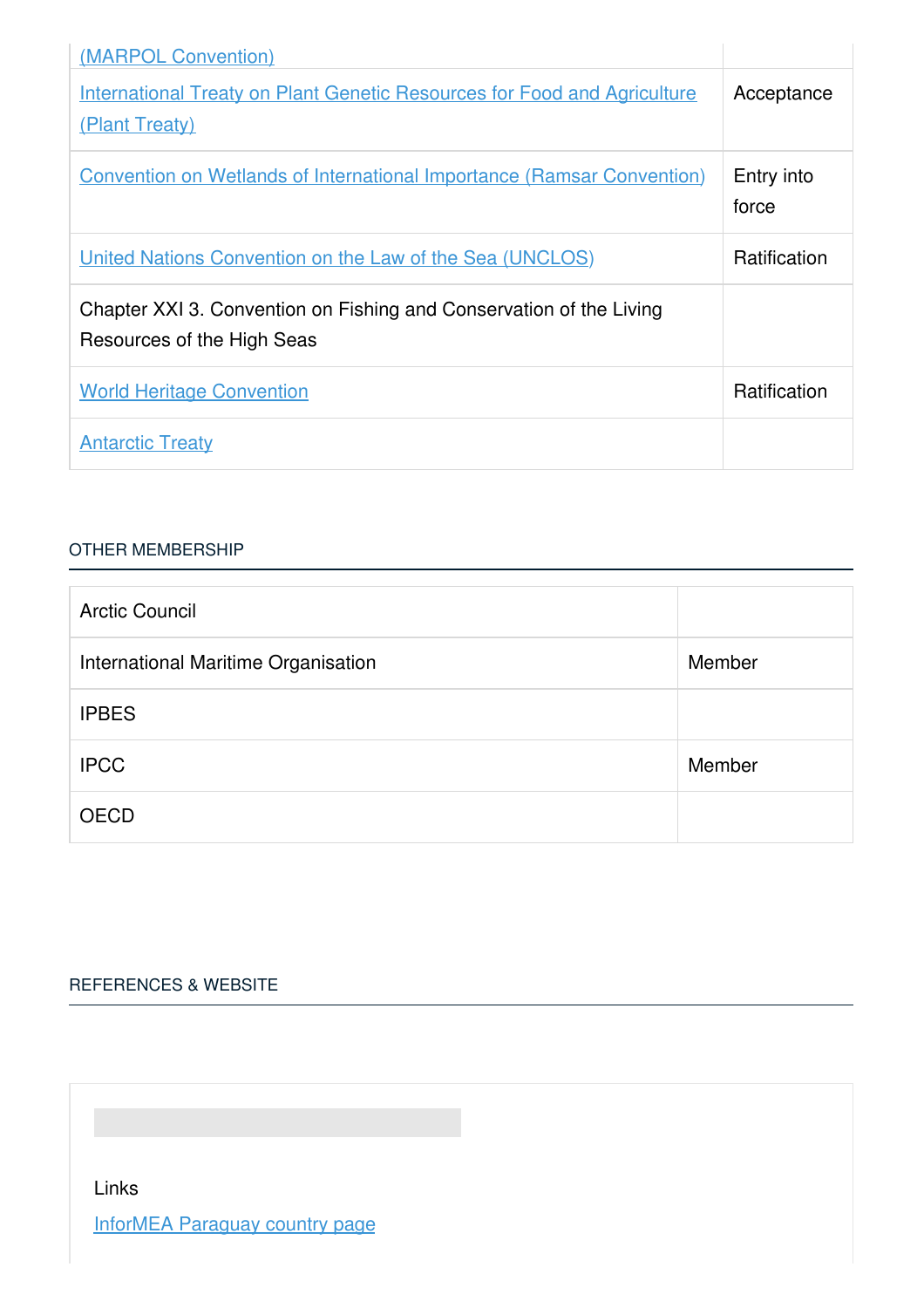| | |
|---|---|
| (MARPOL Convention) | |
| International Treaty on Plant Genetic Resources for Food and Agriculture (Plant Treaty) | Acceptance |
| Convention on Wetlands of International Importance (Ramsar Convention) | Entry into force |
| United Nations Convention on the Law of the Sea (UNCLOS) | Ratification |
| Chapter XXI 3. Convention on Fishing and Conservation of the Living Resources of the High Seas | |
| World Heritage Convention | Ratification |
| Antarctic Treaty | |

## OTHER MEMBERSHIP

| | |
|---|---|
| Arctic Council | |
| International Maritime Organisation | Member |
| IPBES | |
| IPCC | Member |
| OECD | |

## REFERENCES & WEBSITE

Links

InforMEA Paraguay country page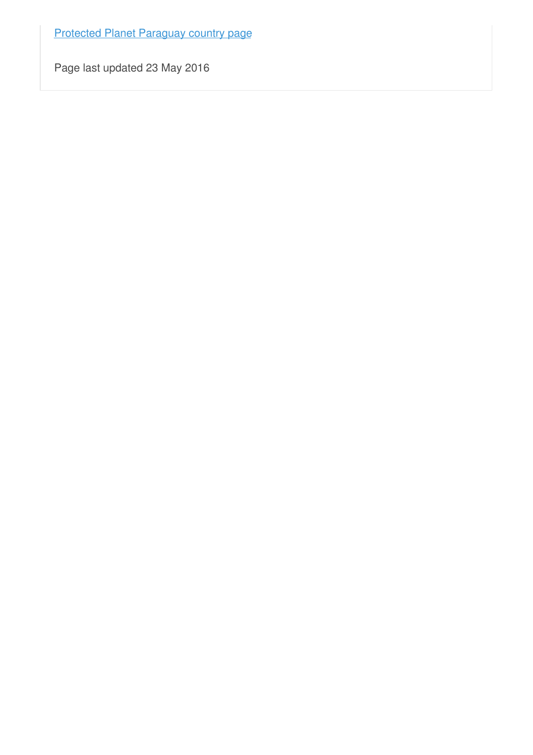[Protected Planet Paraguay country page]

Page last updated 23 May 2016